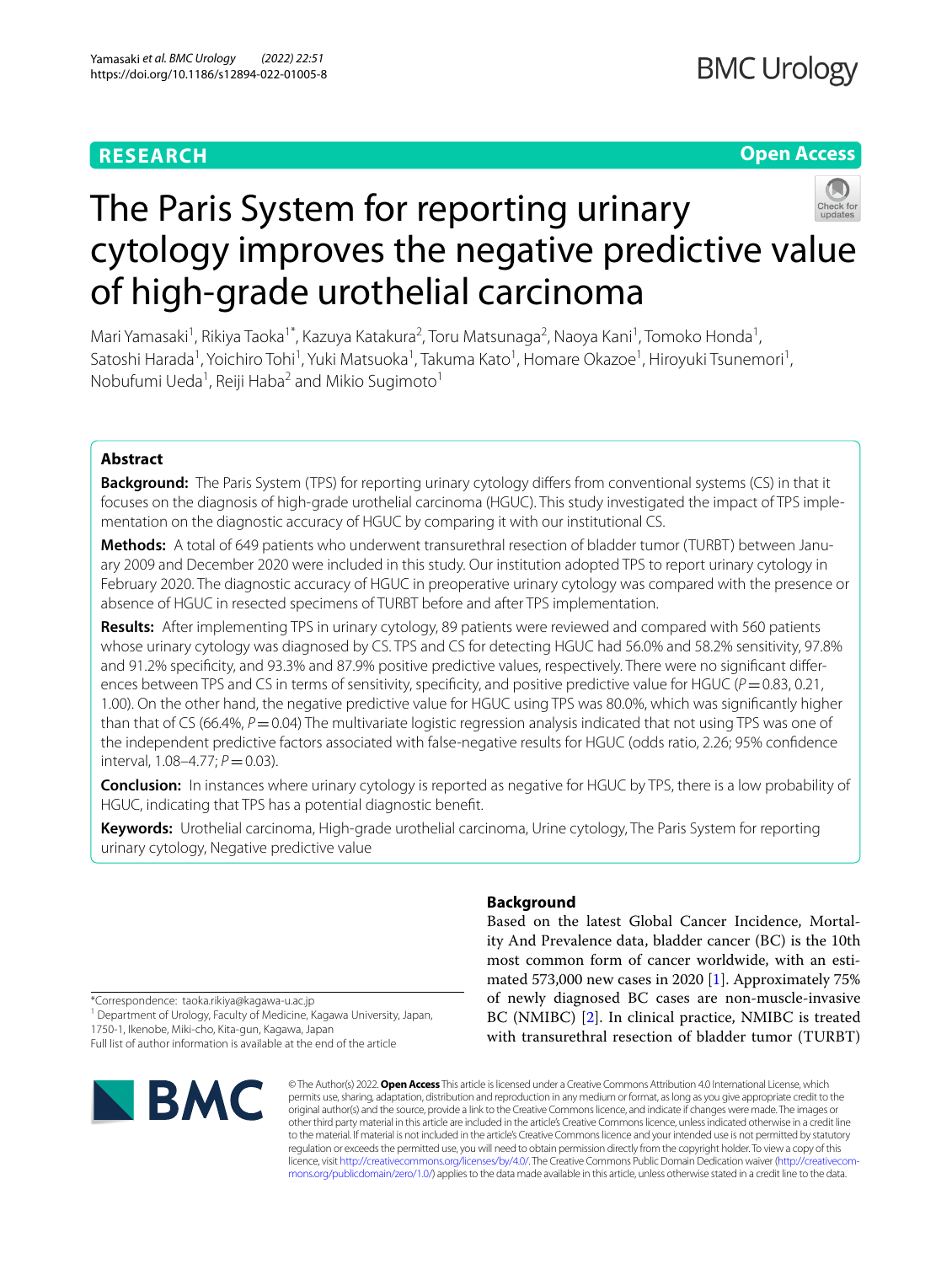**RESEARCH** **Open Access**

# The Paris System for reporting urinary cytology improves the negative predictive value of high-grade urothelial carcinoma

Mari Yamasaki[1], Rikiya Taoka[1*], Kazuya Katakura[2], Toru Matsunaga[2], Naoya Kani[1], Tomoko Honda[1], Satoshi Harada[1], Yoichiro Tohi[1], Yuki Matsuoka[1], Takuma Kato[1], Homare Okazoe[1], Hiroyuki Tsunemori[1], Nobufumi Ueda[1], Reiji Haba[2] and Mikio Sugimoto[1]

## Abstract

**Background:** The Paris System (TPS) for reporting urinary cytology differs from conventional systems (CS) in that it focuses on the diagnosis of high-grade urothelial carcinoma (HGUC). This study investigated the impact of TPS implementation on the diagnostic accuracy of HGUC by comparing it with our institutional CS.

**Methods:** A total of 649 patients who underwent transurethral resection of bladder tumor (TURBT) between January 2009 and December 2020 were included in this study. Our institution adopted TPS to report urinary cytology in February 2020. The diagnostic accuracy of HGUC in preoperative urinary cytology was compared with the presence or absence of HGUC in resected specimens of TURBT before and after TPS implementation.

**Results:** After implementing TPS in urinary cytology, 89 patients were reviewed and compared with 560 patients whose urinary cytology was diagnosed by CS. TPS and CS for detecting HGUC had 56.0% and 58.2% sensitivity, 97.8% and 91.2% specificity, and 93.3% and 87.9% positive predictive values, respectively. There were no significant differences between TPS and CS in terms of sensitivity, specificity, and positive predictive value for HGUC ($P = 0.83$, 0.21, 1.00). On the other hand, the negative predictive value for HGUC using TPS was 80.0%, which was significantly higher than that of CS (66.4%, $P = 0.04$) The multivariate logistic regression analysis indicated that not using TPS was one of the independent predictive factors associated with false-negative results for HGUC (odds ratio, 2.26; 95% confidence interval, 1.08–4.77; $P = 0.03$).

**Conclusion:** In instances where urinary cytology is reported as negative for HGUC by TPS, there is a low probability of HGUC, indicating that TPS has a potential diagnostic benefit.

**Keywords:** Urothelial carcinoma, High-grade urothelial carcinoma, Urine cytology, The Paris System for reporting urinary cytology, Negative predictive value

## Background

Based on the latest Global Cancer Incidence, Mortality And Prevalence data, bladder cancer (BC) is the 10th most common form of cancer worldwide, with an estimated 573,000 new cases in 2020 [1]. Approximately 75% of newly diagnosed BC cases are non-muscle-invasive BC (NMIBC) [2]. In clinical practice, NMIBC is treated with transurethral resection of bladder tumor (TURBT)

*Correspondence: taoka.rikiya@kagawa-u.ac.jp
[1] Department of Urology, Faculty of Medicine, Kagawa University, Japan, 1750-1, Ikenobe, Miki-cho, Kita-gun, Kagawa, Japan
Full list of author information is available at the end of the article

© The Author(s) 2022. **Open Access** This article is licensed under a Creative Commons Attribution 4.0 International License, which permits use, sharing, adaptation, distribution and reproduction in any medium or format, as long as you give appropriate credit to the original author(s) and the source, provide a link to the Creative Commons licence, and indicate if changes were made. The images or other third party material in this article are included in the article's Creative Commons licence, unless indicated otherwise in a credit line to the material. If material is not included in the article's Creative Commons licence and your intended use is not permitted by statutory regulation or exceeds the permitted use, you will need to obtain permission directly from the copyright holder. To view a copy of this licence, visit http://creativecommons.org/licenses/by/4.0/. The Creative Commons Public Domain Dedication waiver (http://creativecommons.org/publicdomain/zero/1.0/) applies to the data made available in this article, unless otherwise stated in a credit line to the data.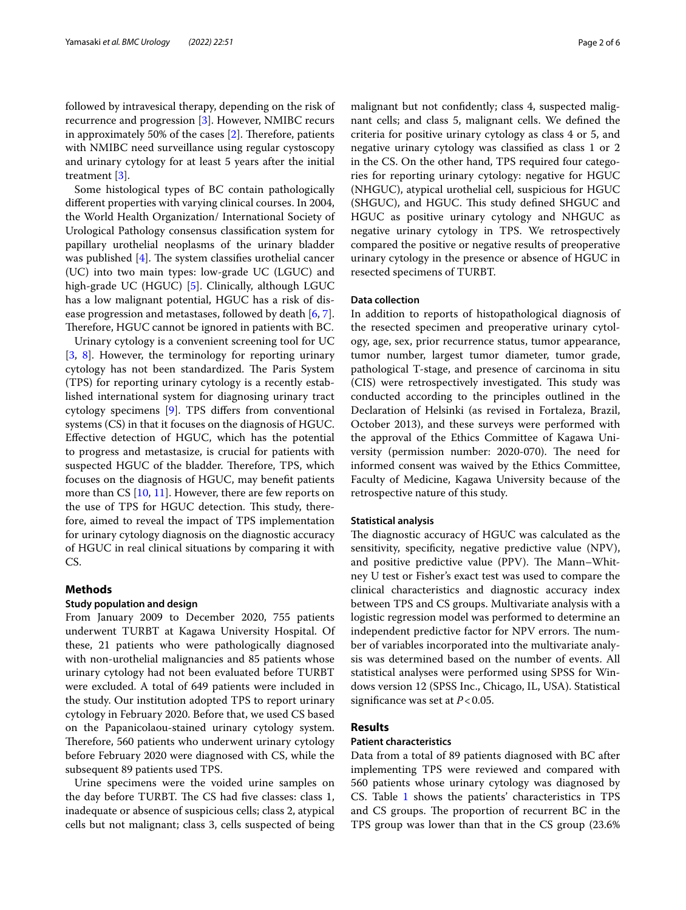followed by intravesical therapy, depending on the risk of recurrence and progression [3]. However, NMIBC recurs in approximately 50% of the cases [2]. Therefore, patients with NMIBC need surveillance using regular cystoscopy and urinary cytology for at least 5 years after the initial treatment [3].

Some histological types of BC contain pathologically different properties with varying clinical courses. In 2004, the World Health Organization/ International Society of Urological Pathology consensus classification system for papillary urothelial neoplasms of the urinary bladder was published [4]. The system classifies urothelial cancer (UC) into two main types: low-grade UC (LGUC) and high-grade UC (HGUC) [5]. Clinically, although LGUC has a low malignant potential, HGUC has a risk of disease progression and metastases, followed by death [6, 7]. Therefore, HGUC cannot be ignored in patients with BC.

Urinary cytology is a convenient screening tool for UC [3, 8]. However, the terminology for reporting urinary cytology has not been standardized. The Paris System (TPS) for reporting urinary cytology is a recently established international system for diagnosing urinary tract cytology specimens [9]. TPS differs from conventional systems (CS) in that it focuses on the diagnosis of HGUC. Effective detection of HGUC, which has the potential to progress and metastasize, is crucial for patients with suspected HGUC of the bladder. Therefore, TPS, which focuses on the diagnosis of HGUC, may benefit patients more than CS [10, 11]. However, there are few reports on the use of TPS for HGUC detection. This study, therefore, aimed to reveal the impact of TPS implementation for urinary cytology diagnosis on the diagnostic accuracy of HGUC in real clinical situations by comparing it with CS.

## Methods

### Study population and design

From January 2009 to December 2020, 755 patients underwent TURBT at Kagawa University Hospital. Of these, 21 patients who were pathologically diagnosed with non-urothelial malignancies and 85 patients whose urinary cytology had not been evaluated before TURBT were excluded. A total of 649 patients were included in the study. Our institution adopted TPS to report urinary cytology in February 2020. Before that, we used CS based on the Papanicolaou-stained urinary cytology system. Therefore, 560 patients who underwent urinary cytology before February 2020 were diagnosed with CS, while the subsequent 89 patients used TPS.

Urine specimens were the voided urine samples on the day before TURBT. The CS had five classes: class 1, inadequate or absence of suspicious cells; class 2, atypical cells but not malignant; class 3, cells suspected of being malignant but not confidently; class 4, suspected malignant cells; and class 5, malignant cells. We defined the criteria for positive urinary cytology as class 4 or 5, and negative urinary cytology was classified as class 1 or 2 in the CS. On the other hand, TPS required four categories for reporting urinary cytology: negative for HGUC (NHGUC), atypical urothelial cell, suspicious for HGUC (SHGUC), and HGUC. This study defined SHGUC and HGUC as positive urinary cytology and NHGUC as negative urinary cytology in TPS. We retrospectively compared the positive or negative results of preoperative urinary cytology in the presence or absence of HGUC in resected specimens of TURBT.

### Data collection

In addition to reports of histopathological diagnosis of the resected specimen and preoperative urinary cytology, age, sex, prior recurrence status, tumor appearance, tumor number, largest tumor diameter, tumor grade, pathological T-stage, and presence of carcinoma in situ (CIS) were retrospectively investigated. This study was conducted according to the principles outlined in the Declaration of Helsinki (as revised in Fortaleza, Brazil, October 2013), and these surveys were performed with the approval of the Ethics Committee of Kagawa University (permission number: 2020-070). The need for informed consent was waived by the Ethics Committee, Faculty of Medicine, Kagawa University because of the retrospective nature of this study.

### Statistical analysis

The diagnostic accuracy of HGUC was calculated as the sensitivity, specificity, negative predictive value (NPV), and positive predictive value (PPV). The Mann–Whitney U test or Fisher's exact test was used to compare the clinical characteristics and diagnostic accuracy index between TPS and CS groups. Multivariate analysis with a logistic regression model was performed to determine an independent predictive factor for NPV errors. The number of variables incorporated into the multivariate analysis was determined based on the number of events. All statistical analyses were performed using SPSS for Windows version 12 (SPSS Inc., Chicago, IL, USA). Statistical significance was set at $P < 0.05$.

## Results

### Patient characteristics

Data from a total of 89 patients diagnosed with BC after implementing TPS were reviewed and compared with 560 patients whose urinary cytology was diagnosed by CS. Table 1 shows the patients' characteristics in TPS and CS groups. The proportion of recurrent BC in the TPS group was lower than that in the CS group (23.6%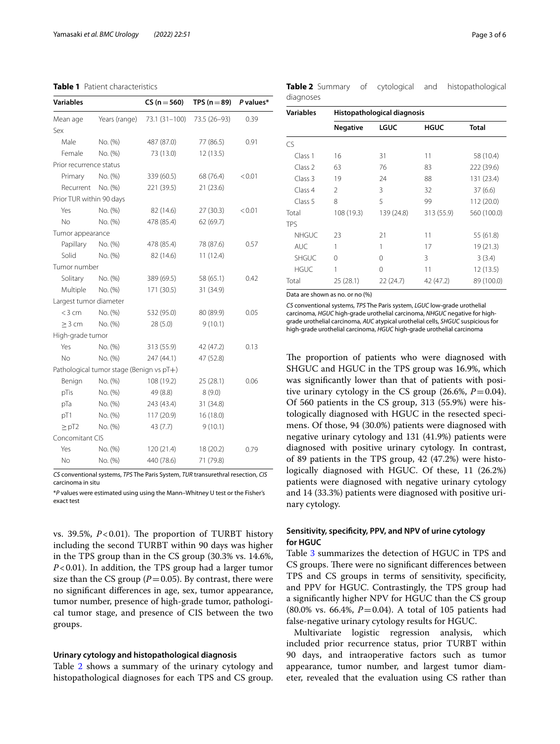**Table 1** Patient characteristics

| Variables | | CS (n = 560) | TPS (n = 89) | *P* values* |
|---|---|---|---|---|
| Mean age | Years (range) | 73.1 (31–100) | 73.5 (26–93) | 0.39 |
| Sex | | | | |
| Male | No. (%) | 487 (87.0) | 77 (86.5) | 0.91 |
| Female | No. (%) | 73 (13.0) | 12 (13.5) | |
| Prior recurrence status | | | | |
| Primary | No. (%) | 339 (60.5) | 68 (76.4) | < 0.01 |
| Recurrent | No. (%) | 221 (39.5) | 21 (23.6) | |
| Prior TUR within 90 days | | | | |
| Yes | No. (%) | 82 (14.6) | 27 (30.3) | < 0.01 |
| No | No. (%) | 478 (85.4) | 62 (69.7) | |
| Tumor appearance | | | | |
| Papillary | No. (%) | 478 (85.4) | 78 (87.6) | 0.57 |
| Solid | No. (%) | 82 (14.6) | 11 (12.4) | |
| Tumor number | | | | |
| Solitary | No. (%) | 389 (69.5) | 58 (65.1) | 0.42 |
| Multiple | No. (%) | 171 (30.5) | 31 (34.9) | |
| Largest tumor diameter | | | | |
| < 3 cm | No. (%) | 532 (95.0) | 80 (89.9) | 0.05 |
| ≥ 3 cm | No. (%) | 28 (5.0) | 9 (10.1) | |
| High-grade tumor | | | | |
| Yes | No. (%) | 313 (55.9) | 42 (47.2) | 0.13 |
| No | No. (%) | 247 (44.1) | 47 (52.8) | |
| Pathological tumor stage (Benign vs pT+) | | | | |
| Benign | No. (%) | 108 (19.2) | 25 (28.1) | 0.06 |
| pTis | No. (%) | 49 (8.8) | 8 (9.0) | |
| pTa | No. (%) | 243 (43.4) | 31 (34.8) | |
| pT1 | No. (%) | 117 (20.9) | 16 (18.0) | |
| ≥ pT2 | No. (%) | 43 (7.7) | 9 (10.1) | |
| Concomitant CIS | | | | |
| Yes | No. (%) | 120 (21.4) | 18 (20.2) | 0.79 |
| No | No. (%) | 440 (78.6) | 71 (79.8) | |

*CS* conventional systems, *TPS* The Paris System, *TUR* transurethral resection, *CIS* carcinoma in situ

**P* values were estimated using using the Mann–Whitney U test or the Fisher's exact test

vs. 39.5%, $P < 0.01$). The proportion of TURBT history including the second TURBT within 90 days was higher in the TPS group than in the CS group (30.3% vs. 14.6%, $P < 0.01$). In addition, the TPS group had a larger tumor size than the CS group ($P = 0.05$). By contrast, there were no significant differences in age, sex, tumor appearance, tumor number, presence of high-grade tumor, pathological tumor stage, and presence of CIS between the two groups.

### Urinary cytology and histopathological diagnosis

Table 2 shows a summary of the urinary cytology and histopathological diagnoses for each TPS and CS group.

**Table 2** Summary of cytological and histopathological diagnoses

| Variables | Histopathological diagnosis | | | |
|---|---|---|---|---|
| | Negative | LGUC | HGUC | Total |
| CS | | | | |
| Class 1 | 16 | 31 | 11 | 58 (10.4) |
| Class 2 | 63 | 76 | 83 | 222 (39.6) |
| Class 3 | 19 | 24 | 88 | 131 (23.4) |
| Class 4 | 2 | 3 | 32 | 37 (6.6) |
| Class 5 | 8 | 5 | 99 | 112 (20.0) |
| Total | 108 (19.3) | 139 (24.8) | 313 (55.9) | 560 (100.0) |
| TPS | | | | |
| NHGUC | 23 | 21 | 11 | 55 (61.8) |
| AUC | 1 | 1 | 17 | 19 (21.3) |
| SHGUC | 0 | 0 | 3 | 3 (3.4) |
| HGUC | 1 | 0 | 11 | 12 (13.5) |
| Total | 25 (28.1) | 22 (24.7) | 42 (47.2) | 89 (100.0) |

Data are shown as no. or no (%)

*CS* conventional systems, *TPS* The Paris system, *LGUC* low-grade urothelial carcinoma, *HGUC* high-grade urothelial carcinoma, *NHGUC* negative for high-grade urothelial carcinoma, *AUC* atypical urothelial cells, *SHGUC* suspicious for high-grade urothelial carcinoma, *HGUC* high-grade urothelial carcinoma

The proportion of patients who were diagnosed with SHGUC and HGUC in the TPS group was 16.9%, which was significantly lower than that of patients with positive urinary cytology in the CS group (26.6%, $P = 0.04$). Of 560 patients in the CS group, 313 (55.9%) were histologically diagnosed with HGUC in the resected specimens. Of those, 94 (30.0%) patients were diagnosed with negative urinary cytology and 131 (41.9%) patients were diagnosed with positive urinary cytology. In contrast, of 89 patients in the TPS group, 42 (47.2%) were histologically diagnosed with HGUC. Of these, 11 (26.2%) patients were diagnosed with negative urinary cytology and 14 (33.3%) patients were diagnosed with positive urinary cytology.

### Sensitivity, specificity, PPV, and NPV of urine cytology for HGUC

Table 3 summarizes the detection of HGUC in TPS and CS groups. There were no significant differences between TPS and CS groups in terms of sensitivity, specificity, and PPV for HGUC. Contrastingly, the TPS group had a significantly higher NPV for HGUC than the CS group (80.0% vs. 66.4%, $P = 0.04$). A total of 105 patients had false-negative urinary cytology results for HGUC.

Multivariate logistic regression analysis, which included prior recurrence status, prior TURBT within 90 days, and intraoperative factors such as tumor appearance, tumor number, and largest tumor diameter, revealed that the evaluation using CS rather than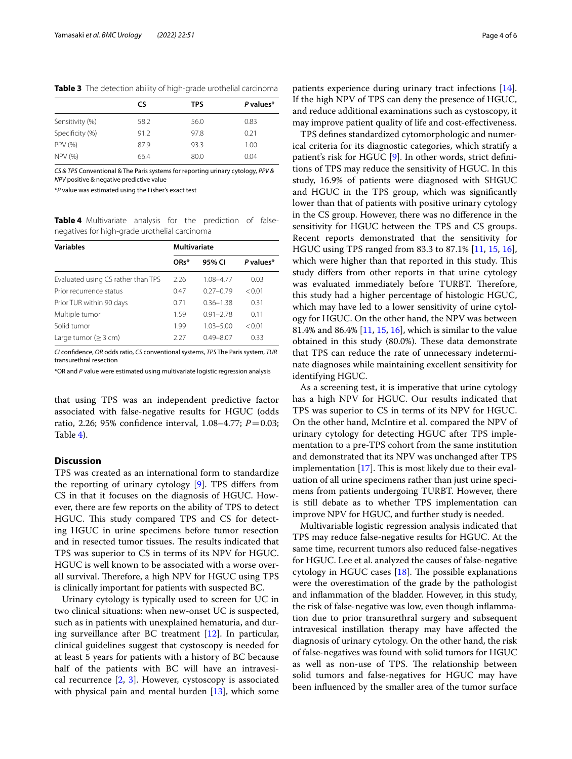**Table 3** The detection ability of high-grade urothelial carcinoma

| | CS | TPS | *P* values* |
|---|---|---|---|
| Sensitivity (%) | 58.2 | 56.0 | 0.83 |
| Specificity (%) | 91.2 | 97.8 | 0.21 |
| PPV (%) | 87.9 | 93.3 | 1.00 |
| NPV (%) | 66.4 | 80.0 | 0.04 |

*CS & TPS* Conventional & The Paris systems for reporting urinary cytology, *PPV & NPV* positive & negative predictive value

**P* value was estimated using the Fisher's exact test

**Table 4** Multivariate analysis for the prediction of false-negatives for high-grade urothelial carcinoma

| Variables | Multivariate | | |
|---|---|---|---|
| | ORs* | 95% CI | *P* values* |
| Evaluated using CS rather than TPS | 2.26 | 1.08–4.77 | 0.03 |
| Prior recurrence status | 0.47 | 0.27–0.79 | < 0.01 |
| Prior TUR within 90 days | 0.71 | 0.36–1.38 | 0.31 |
| Multiple tumor | 1.59 | 0.91–2.78 | 0.11 |
| Solid tumor | 1.99 | 1.03–5.00 | < 0.01 |
| Large tumor (≥ 3 cm) | 2.27 | 0.49–8.07 | 0.33 |

*CI* confidence, *OR* odds ratio, *CS* conventional systems, *TPS* The Paris system, *TUR* transurethral resection

*OR and *P* value were estimated using multivariate logistic regression analysis

that using TPS was an independent predictive factor associated with false-negative results for HGUC (odds ratio, 2.26; 95% confidence interval, 1.08–4.77; $P = 0.03$; Table 4).

## Discussion

TPS was created as an international form to standardize the reporting of urinary cytology [9]. TPS differs from CS in that it focuses on the diagnosis of HGUC. However, there are few reports on the ability of TPS to detect HGUC. This study compared TPS and CS for detecting HGUC in urine specimens before tumor resection and in resected tumor tissues. The results indicated that TPS was superior to CS in terms of its NPV for HGUC. HGUC is well known to be associated with a worse overall survival. Therefore, a high NPV for HGUC using TPS is clinically important for patients with suspected BC.

Urinary cytology is typically used to screen for UC in two clinical situations: when new-onset UC is suspected, such as in patients with unexplained hematuria, and during surveillance after BC treatment [12]. In particular, clinical guidelines suggest that cystoscopy is needed for at least 5 years for patients with a history of BC because half of the patients with BC will have an intravesical recurrence [2, 3]. However, cystoscopy is associated with physical pain and mental burden [13], which some patients experience during urinary tract infections [14]. If the high NPV of TPS can deny the presence of HGUC, and reduce additional examinations such as cystoscopy, it may improve patient quality of life and cost-effectiveness.

TPS defines standardized cytomorphologic and numerical criteria for its diagnostic categories, which stratify a patient's risk for HGUC [9]. In other words, strict definitions of TPS may reduce the sensitivity of HGUC. In this study, 16.9% of patients were diagnosed with SHGUC and HGUC in the TPS group, which was significantly lower than that of patients with positive urinary cytology in the CS group. However, there was no difference in the sensitivity for HGUC between the TPS and CS groups. Recent reports demonstrated that the sensitivity for HGUC using TPS ranged from 83.3 to 87.1% [11, 15, 16], which were higher than that reported in this study. This study differs from other reports in that urine cytology was evaluated immediately before TURBT. Therefore, this study had a higher percentage of histologic HGUC, which may have led to a lower sensitivity of urine cytology for HGUC. On the other hand, the NPV was between 81.4% and 86.4% [11, 15, 16], which is similar to the value obtained in this study (80.0%). These data demonstrate that TPS can reduce the rate of unnecessary indeterminate diagnoses while maintaining excellent sensitivity for identifying HGUC.

As a screening test, it is imperative that urine cytology has a high NPV for HGUC. Our results indicated that TPS was superior to CS in terms of its NPV for HGUC. On the other hand, McIntire et al. compared the NPV of urinary cytology for detecting HGUC after TPS implementation to a pre-TPS cohort from the same institution and demonstrated that its NPV was unchanged after TPS implementation [17]. This is most likely due to their evaluation of all urine specimens rather than just urine specimens from patients undergoing TURBT. However, there is still debate as to whether TPS implementation can improve NPV for HGUC, and further study is needed.

Multivariable logistic regression analysis indicated that TPS may reduce false-negative results for HGUC. At the same time, recurrent tumors also reduced false-negatives for HGUC. Lee et al. analyzed the causes of false-negative cytology in HGUC cases [18]. The possible explanations were the overestimation of the grade by the pathologist and inflammation of the bladder. However, in this study, the risk of false-negative was low, even though inflammation due to prior transurethral surgery and subsequent intravesical instillation therapy may have affected the diagnosis of urinary cytology. On the other hand, the risk of false-negatives was found with solid tumors for HGUC as well as non-use of TPS. The relationship between solid tumors and false-negatives for HGUC may have been influenced by the smaller area of the tumor surface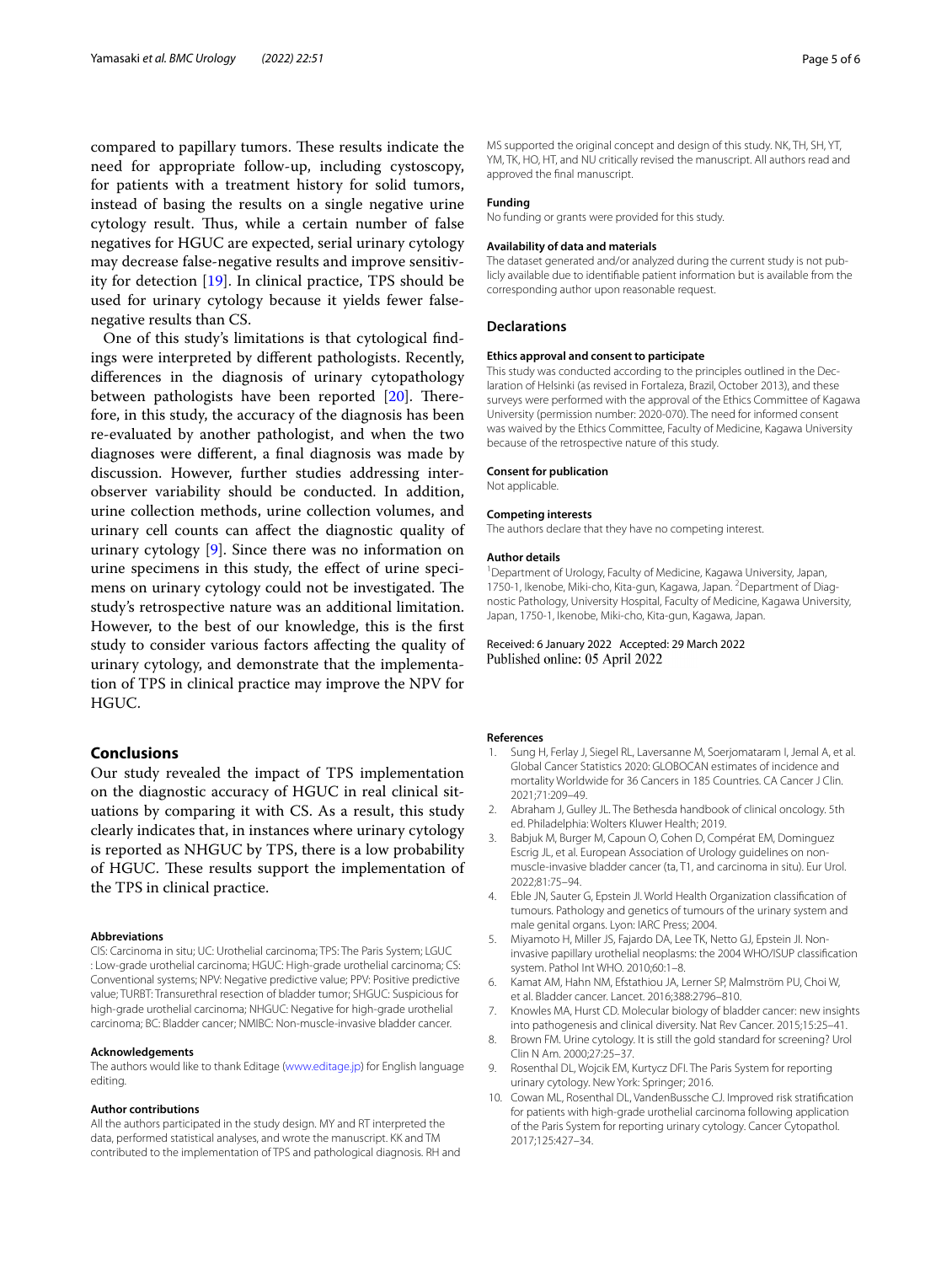compared to papillary tumors. These results indicate the need for appropriate follow-up, including cystoscopy, for patients with a treatment history for solid tumors, instead of basing the results on a single negative urine cytology result. Thus, while a certain number of false negatives for HGUC are expected, serial urinary cytology may decrease false-negative results and improve sensitivity for detection [19]. In clinical practice, TPS should be used for urinary cytology because it yields fewer false-negative results than CS.

One of this study's limitations is that cytological findings were interpreted by different pathologists. Recently, differences in the diagnosis of urinary cytopathology between pathologists have been reported [20]. Therefore, in this study, the accuracy of the diagnosis has been re-evaluated by another pathologist, and when the two diagnoses were different, a final diagnosis was made by discussion. However, further studies addressing inter-observer variability should be conducted. In addition, urine collection methods, urine collection volumes, and urinary cell counts can affect the diagnostic quality of urinary cytology [9]. Since there was no information on urine specimens in this study, the effect of urine specimens on urinary cytology could not be investigated. The study's retrospective nature was an additional limitation. However, to the best of our knowledge, this is the first study to consider various factors affecting the quality of urinary cytology, and demonstrate that the implementation of TPS in clinical practice may improve the NPV for HGUC.

## Conclusions

Our study revealed the impact of TPS implementation on the diagnostic accuracy of HGUC in real clinical situations by comparing it with CS. As a result, this study clearly indicates that, in instances where urinary cytology is reported as NHGUC by TPS, there is a low probability of HGUC. These results support the implementation of the TPS in clinical practice.

#### Abbreviations

CIS: Carcinoma in situ; UC: Urothelial carcinoma; TPS: The Paris System; LGUC : Low-grade urothelial carcinoma; HGUC: High-grade urothelial carcinoma; CS: Conventional systems; NPV: Negative predictive value; PPV: Positive predictive value; TURBT: Transurethral resection of bladder tumor; SHGUC: Suspicious for high-grade urothelial carcinoma; NHGUC: Negative for high-grade urothelial carcinoma; BC: Bladder cancer; NMIBC: Non-muscle-invasive bladder cancer.

#### Acknowledgements

The authors would like to thank Editage (www.editage.jp) for English language editing.

#### Author contributions

All the authors participated in the study design. MY and RT interpreted the data, performed statistical analyses, and wrote the manuscript. KK and TM contributed to the implementation of TPS and pathological diagnosis. RH and MS supported the original concept and design of this study. NK, TH, SH, YT, YM, TK, HO, HT, and NU critically revised the manuscript. All authors read and approved the final manuscript.

#### Funding

No funding or grants were provided for this study.

#### Availability of data and materials

The dataset generated and/or analyzed during the current study is not publicly available due to identifiable patient information but is available from the corresponding author upon reasonable request.

### Declarations

#### Ethics approval and consent to participate

This study was conducted according to the principles outlined in the Declaration of Helsinki (as revised in Fortaleza, Brazil, October 2013), and these surveys were performed with the approval of the Ethics Committee of Kagawa University (permission number: 2020-070). The need for informed consent was waived by the Ethics Committee, Faculty of Medicine, Kagawa University because of the retrospective nature of this study.

#### Consent for publication

Not applicable.

#### Competing interests

The authors declare that they have no competing interest.

#### Author details

[1]Department of Urology, Faculty of Medicine, Kagawa University, Japan, 1750-1, Ikenobe, Miki-cho, Kita-gun, Kagawa, Japan. [2]Department of Diagnostic Pathology, University Hospital, Faculty of Medicine, Kagawa University, Japan, 1750-1, Ikenobe, Miki-cho, Kita-gun, Kagawa, Japan.

Received: 6 January 2022 Accepted: 29 March 2022
Published online: 05 April 2022

#### References

1. Sung H, Ferlay J, Siegel RL, Laversanne M, Soerjomataram I, Jemal A, et al. Global Cancer Statistics 2020: GLOBOCAN estimates of incidence and mortality Worldwide for 36 Cancers in 185 Countries. CA Cancer J Clin. 2021;71:209–49.
2. Abraham J, Gulley JL. The Bethesda handbook of clinical oncology. 5th ed. Philadelphia: Wolters Kluwer Health; 2019.
3. Babjuk M, Burger M, Capoun O, Cohen D, Compérat EM, Dominguez Escrig JL, et al. European Association of Urology guidelines on non-muscle-invasive bladder cancer (ta, T1, and carcinoma in situ). Eur Urol. 2022;81:75–94.
4. Eble JN, Sauter G, Epstein JI. World Health Organization classification of tumours. Pathology and genetics of tumours of the urinary system and male genital organs. Lyon: IARC Press; 2004.
5. Miyamoto H, Miller JS, Fajardo DA, Lee TK, Netto GJ, Epstein JI. Non-invasive papillary urothelial neoplasms: the 2004 WHO/ISUP classification system. Pathol Int WHO. 2010;60:1–8.
6. Kamat AM, Hahn NM, Efstathiou JA, Lerner SP, Malmström PU, Choi W, et al. Bladder cancer. Lancet. 2016;388:2796–810.
7. Knowles MA, Hurst CD. Molecular biology of bladder cancer: new insights into pathogenesis and clinical diversity. Nat Rev Cancer. 2015;15:25–41.
8. Brown FM. Urine cytology. It is still the gold standard for screening? Urol Clin N Am. 2000;27:25–37.
9. Rosenthal DL, Wojcik EM, Kurtycz DFI. The Paris System for reporting urinary cytology. New York: Springer; 2016.
10. Cowan ML, Rosenthal DL, VandenBussche CJ. Improved risk stratification for patients with high-grade urothelial carcinoma following application of the Paris System for reporting urinary cytology. Cancer Cytopathol. 2017;125:427–34.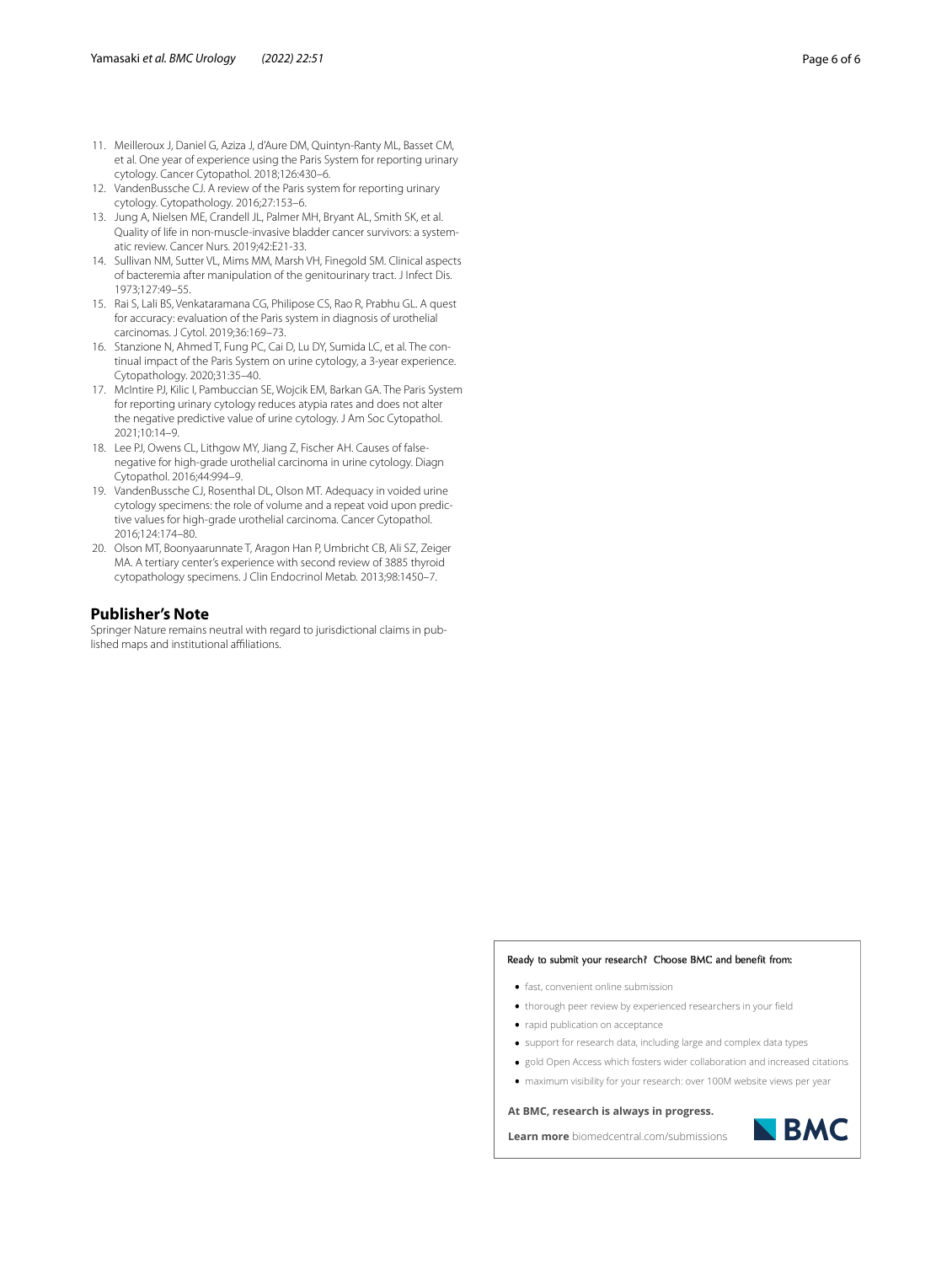11. Meilleroux J, Daniel G, Aziza J, d'Aure DM, Quintyn-Ranty ML, Basset CM, et al. One year of experience using the Paris System for reporting urinary cytology. Cancer Cytopathol. 2018;126:430–6.
12. VandenBussche CJ. A review of the Paris system for reporting urinary cytology. Cytopathology. 2016;27:153–6.
13. Jung A, Nielsen ME, Crandell JL, Palmer MH, Bryant AL, Smith SK, et al. Quality of life in non-muscle-invasive bladder cancer survivors: a systematic review. Cancer Nurs. 2019;42:E21-33.
14. Sullivan NM, Sutter VL, Mims MM, Marsh VH, Finegold SM. Clinical aspects of bacteremia after manipulation of the genitourinary tract. J Infect Dis. 1973;127:49–55.
15. Rai S, Lali BS, Venkataramana CG, Philipose CS, Rao R, Prabhu GL. A quest for accuracy: evaluation of the Paris system in diagnosis of urothelial carcinomas. J Cytol. 2019;36:169–73.
16. Stanzione N, Ahmed T, Fung PC, Cai D, Lu DY, Sumida LC, et al. The continual impact of the Paris System on urine cytology, a 3-year experience. Cytopathology. 2020;31:35–40.
17. McIntire PJ, Kilic I, Pambuccian SE, Wojcik EM, Barkan GA. The Paris System for reporting urinary cytology reduces atypia rates and does not alter the negative predictive value of urine cytology. J Am Soc Cytopathol. 2021;10:14–9.
18. Lee PJ, Owens CL, Lithgow MY, Jiang Z, Fischer AH. Causes of false-negative for high-grade urothelial carcinoma in urine cytology. Diagn Cytopathol. 2016;44:994–9.
19. VandenBussche CJ, Rosenthal DL, Olson MT. Adequacy in voided urine cytology specimens: the role of volume and a repeat void upon predictive values for high-grade urothelial carcinoma. Cancer Cytopathol. 2016;124:174–80.
20. Olson MT, Boonyaarunnate T, Aragon Han P, Umbricht CB, Ali SZ, Zeiger MA. A tertiary center's experience with second review of 3885 thyroid cytopathology specimens. J Clin Endocrinol Metab. 2013;98:1450–7.

## Publisher's Note

Springer Nature remains neutral with regard to jurisdictional claims in published maps and institutional affiliations.

Ready to submit your research? Choose BMC and benefit from:

- fast, convenient online submission
- thorough peer review by experienced researchers in your field
- rapid publication on acceptance
- support for research data, including large and complex data types
- gold Open Access which fosters wider collaboration and increased citations
- maximum visibility for your research: over 100M website views per year

**At BMC, research is always in progress.**

**Learn more** biomedcentral.com/submissions

BMC